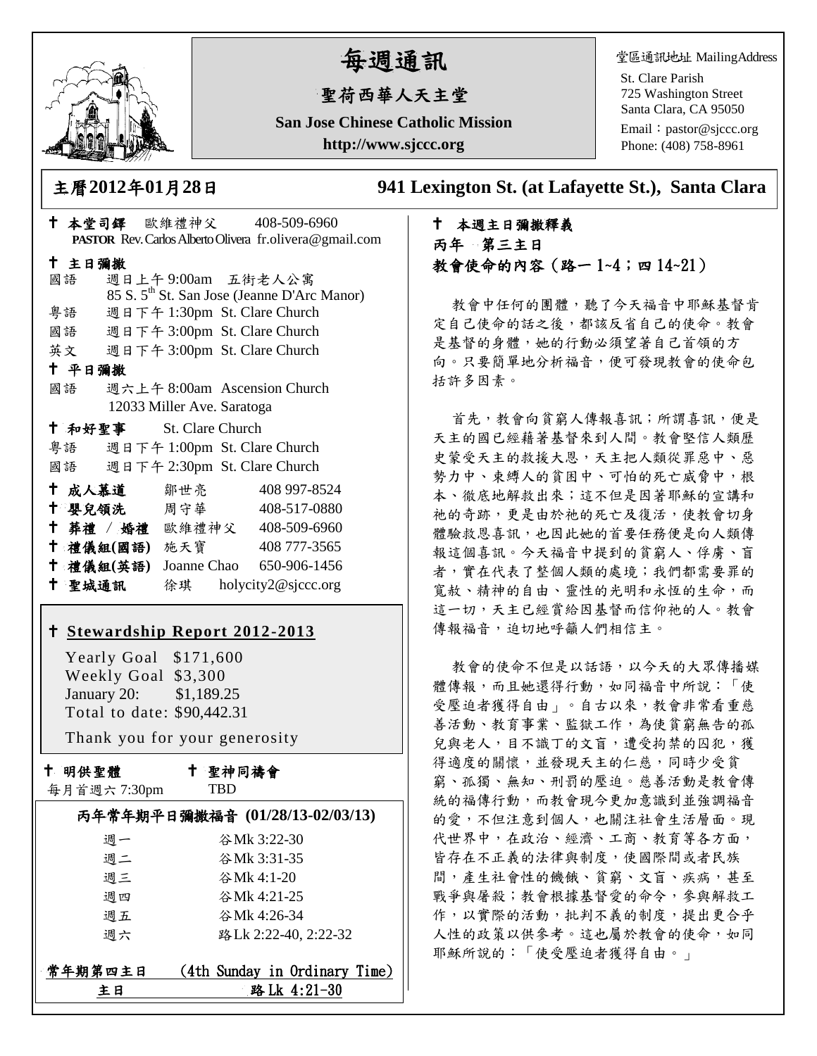# 每週通訊

## 聖荷西華人天主堂

**San Jose Chinese Catholic Mission**

**http://www.sjccc.org**

堂區通訊地址 MailingAddress
St. Clare Parish
725 Washington Street
Santa Clara, CA 95050
Email：pastor@sjccc.org
Phone: (408) 758-8961

**主曆2012年01月28日** **941 Lexington St. (at Lafayette St.), Santa Clara**

✝ **本堂司鐸** 歐維禮神父 408-509-6960
**PASTOR** Rev. Carlos Alberto Olivera fr.olivera@gmail.com

✝ **主日彌撒**
國語 週日上午 9:00am 五街老人公寓
85 S. 5th St. San Jose (Jeanne D'Arc Manor)
粵語 週日下午 1:30pm St. Clare Church
國語 週日下午 3:00pm St. Clare Church
英文 週日下午 3:00pm St. Clare Church

✝ **平日彌撒**
國語 週六上午 8:00am Ascension Church
12033 Miller Ave. Saratoga

✝ **和好聖事** St. Clare Church
粵語 週日下午 1:00pm St. Clare Church
國語 週日下午 2:30pm St. Clare Church

✝ **成人慕道** 鄒世亮 408 997-8524
✝ **嬰兒領洗** 周守華 408-517-0880
✝ **葬禮 / 婚禮** 歐維禮神父 408-509-6960
✝ **禮儀組(國語)** 施天寶 408 777-3565
✝ **禮儀組(英語)** Joanne Chao 650-906-1456
✝ **聖城通訊** 徐琪 holycity2@sjccc.org

✝ **Stewardship Report 2012-2013**

Yearly Goal $171,600
Weekly Goal $3,300
January 20: $1,189.25
Total to date: $90,442.31

Thank you for your generosity

✝ **明供聖體** 每月首週六 7:30pm
✝ **聖神同禱會** TBD

**丙年常年期平日彌撒福音 (01/28/13-02/03/13)**

| | |
|---|---|
| 週一 | 谷Mk 3:22-30 |
| 週二 | 谷Mk 3:31-35 |
| 週三 | 谷Mk 4:1-20 |
| 週四 | 谷Mk 4:21-25 |
| 週五 | 谷Mk 4:26-34 |
| 週六 | 路Lk 2:22-40, 2:22-32 |

**常年期第四主日** (4th Sunday in Ordinary Time)
**主日** **路 Lk 4:21-30**

✝ **本週主日彌撒釋義**
**丙年 第三主日**
**教會使命的內容（路一 1~4；四 14~21）**

教會中任何的團體，聽了今天福音中耶穌基督肯定自己使命的話之後，都該反省自己的使命。教會是基督的身體，她的行動必須望著自己首領的方向。只要簡單地分析福音，便可發現教會的使命包括許多因素。

首先，教會向貧窮人傳報喜訊；所謂喜訊，便是天主的國已經藉著基督來到人間。教會堅信人類歷史蒙受天主的救援大恩，天主把人類從罪惡中、惡勢力中、束縛人的貧困中、可怕的死亡威脅中，根本、徹底地解救出來；這不但是因著耶穌的宣講和祂的奇跡，更是由於祂的死亡及復活，使教會切身體驗救恩喜訊，也因此她的首要任務便是向人類傳報這個喜訊。今天福音中提到的貧窮人、俘虜、盲者，實在代表了整個人類的處境；我們都需要罪的寬赦、精神的自由、靈性的光明和永恆的生命，而這一切，天主已經賞給因基督而信仰祂的人。教會傳報福音，迫切地呼籲人們相信主。

教會的使命不但是以話語，以今天的大眾傳播媒體傳報，而且她還得行動，如同福音中所說：「使受壓迫者獲得自由」。自古以來，教會非常看重慈善活動、教育事業、監獄工作，為使貧窮無告的孤兒與老人，目不識丁的文盲，遭受拘禁的囚犯，獲得適度的關懷，並發現天主的仁慈，同時少受貧窮、孤獨、無知、刑罰的壓迫。慈善活動是教會傳統的福傳行動，而教會現今更加意識到並強調福音的愛，不但注意到個人，也關注社會生活層面。現代世界中，在政治、經濟、工商、教育等各方面，皆存在不正義的法律與制度，使國際間或者民族間，產生社會性的饑餓、貧窮、文盲、疾病，甚至戰爭與屠殺；教會根據基督愛的命令，參與解救工作，以實際的活動，批判不義的制度，提出更合乎人性的政策以供參考。這也屬於教會的使命，如同耶穌所說的：「使受壓迫者獲得自由。」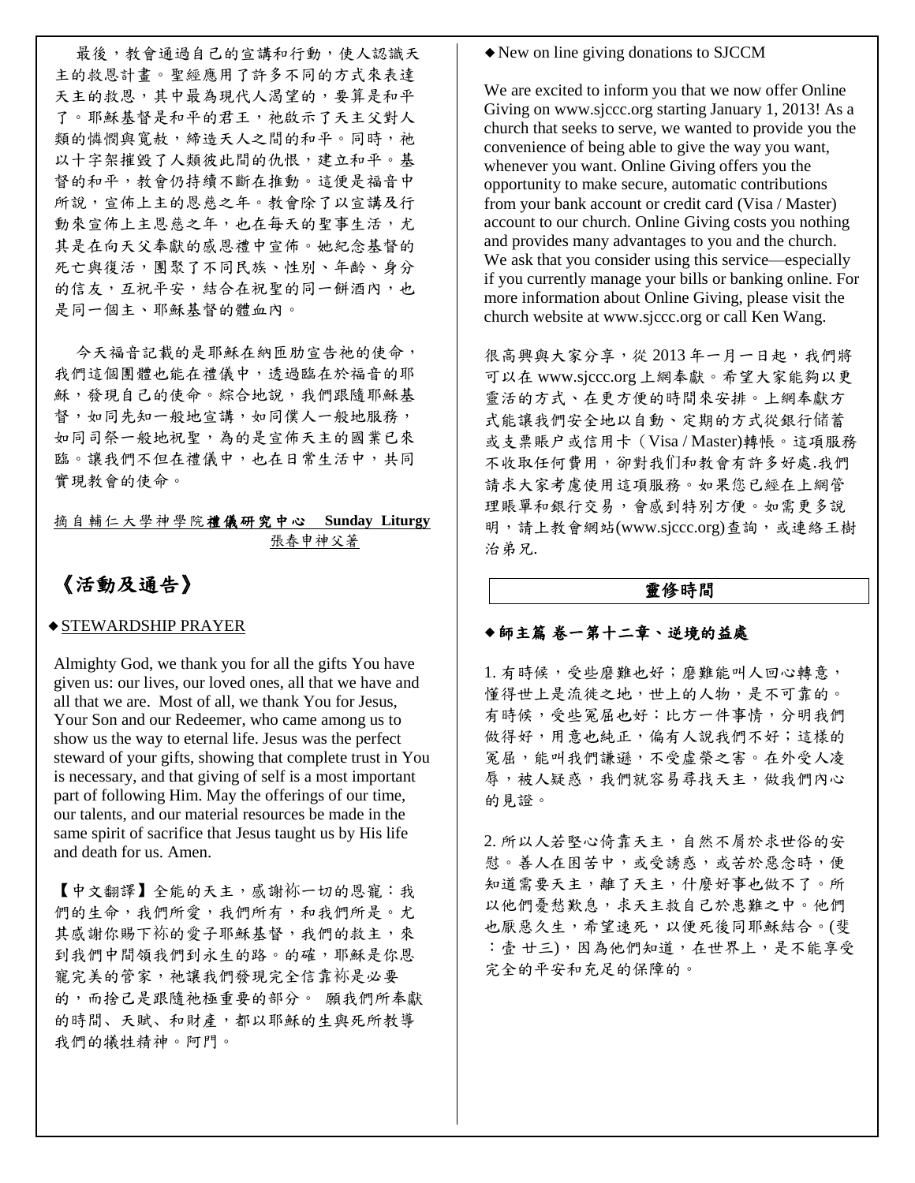最後，教會通過自己的宣講和行動，使人認識天主的救恩計畫。聖經應用了許多不同的方式來表達天主的救恩，其中最為現代人渴望的，要算是和平了。耶穌基督是和平的君王，祂啟示了天主父對人類的憐憫與寬赦，締造天人之間的和平。同時，祂以十字架摧毀了人類彼此間的仇恨，建立和平。基督的和平，教會仍持續不斷在推動。這便是福音中所說，宣佈上主的恩慈之年。教會除了以宣講及行動來宣佈上主恩慈之年，也在每天的聖事生活，尤其是在向天父奉獻的感恩禮中宣佈。她紀念基督的死亡與復活，團聚了不同民族、性別、年齡、身分的信友，互祝平安，結合在祝聖的同一餅酒內，也是同一個主、耶穌基督的體血內。

今天福音記載的是耶穌在納匝肋宣告祂的使命，我們這個團體也能在禮儀中，透過臨在於福音的耶穌，發現自己的使命。綜合地說，我們跟隨耶穌基督，如同先知一般地宣講，如同僕人一般地服務，如同司祭一般地祝聖，為的是宣佈天主的國業已來臨。讓我們不但在禮儀中，也在日常生活中，共同實現教會的使命。

摘自輔仁大學神學院**禮儀研究中心 Sunday Liturgy**
張春申神父著

# 《活動及通告》

◆ STEWARDSHIP PRAYER

Almighty God, we thank you for all the gifts You have given us: our lives, our loved ones, all that we have and all that we are. Most of all, we thank You for Jesus, Your Son and our Redeemer, who came among us to show us the way to eternal life. Jesus was the perfect steward of your gifts, showing that complete trust in You is necessary, and that giving of self is a most important part of following Him. May the offerings of our time, our talents, and our material resources be made in the same spirit of sacrifice that Jesus taught us by His life and death for us. Amen.

【中文翻譯】全能的天主，感謝祢一切的恩寵：我們的生命，我們所愛，我們所有，和我們所是。尤其感謝你賜下祢的愛子耶穌基督，我們的救主，來到我們中間領我們到永生的路。的確，耶穌是你恩寵完美的管家，祂讓我們發現完全信靠祢是必要的，而捨己是跟隨祂極重要的部分。 願我們所奉獻的時間、天賦、和財產，都以耶穌的生與死所教導我們的犧牲精神。阿門。

◆ New on line giving donations to SJCCM

We are excited to inform you that we now offer Online Giving on www.sjccc.org starting January 1, 2013! As a church that seeks to serve, we wanted to provide you the convenience of being able to give the way you want, whenever you want. Online Giving offers you the opportunity to make secure, automatic contributions from your bank account or credit card (Visa / Master) account to our church. Online Giving costs you nothing and provides many advantages to you and the church. We ask that you consider using this service—especially if you currently manage your bills or banking online. For more information about Online Giving, please visit the church website at www.sjccc.org or call Ken Wang.

很高興與大家分享，從 2013 年一月一日起，我們將可以在 www.sjccc.org 上網奉獻。希望大家能夠以更靈活的方式、在更方便的時間來安排。上網奉獻方式能讓我們安全地以自動、定期的方式從銀行儲蓄或支票賬户或信用卡（Visa / Master)轉帳。這項服務不收取任何費用，卻對我们和教會有許多好處.我們請求大家考慮使用這項服務。如果您已經在上網管理賬單和銀行交易，會感到特別方便。如需更多說明，請上教會網站(www.sjccc.org)查詢，或連絡王樹治弟兄.

## 靈修時間

◆ **師主篇 卷一第十二章、逆境的益處**

1. 有時候，受些磨難也好；磨難能叫人回心轉意，懂得世上是流徙之地，世上的人物，是不可靠的。有時候，受些冤屈也好：比方一件事情，分明我們做得好，用意也純正，偏有人說我們不好；這樣的冤屈，能叫我們謙遜，不受虛榮之害。在外受人凌辱，被人疑惑，我們就容易尋找天主，做我們內心的見證。

2. 所以人若堅心倚靠天主，自然不屑於求世俗的安慰。善人在困苦中，或受誘惑，或苦於惡念時，便知道需要天主，離了天主，什麼好事也做不了。所以他們憂愁歎息，求天主救自己於患難之中。他們也厭惡久生，希望速死，以便死後同耶穌結合。(斐：壹 廿三)，因為他們知道，在世界上，是不能享受完全的平安和充足的保障的。